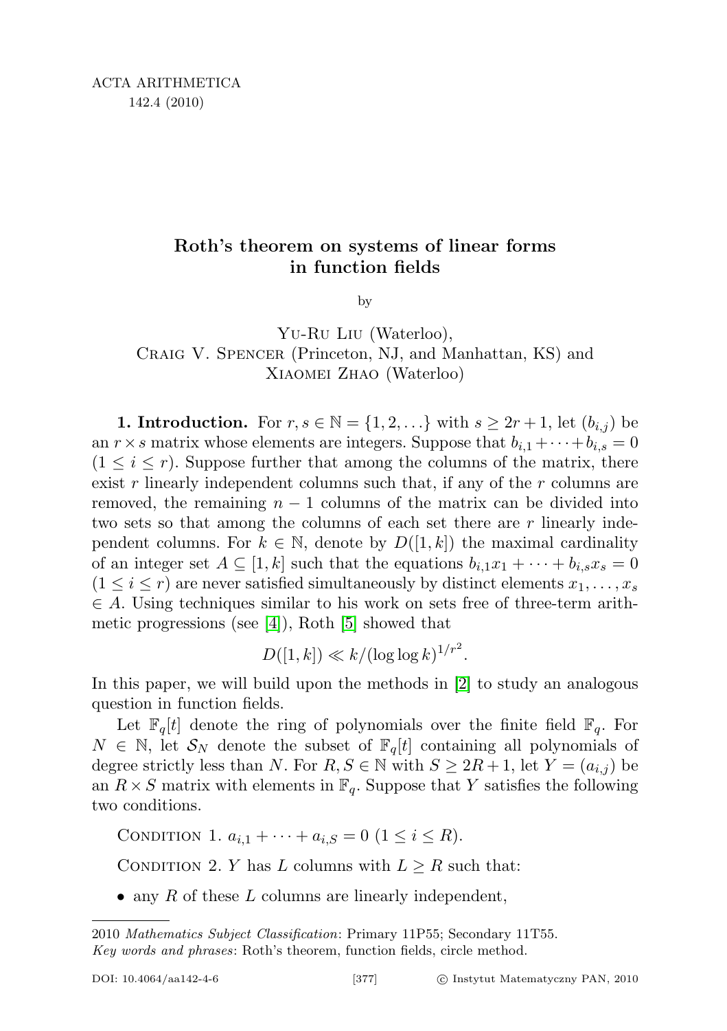ACTA ARITHMETICA
142.4 (2010)

# Roth's theorem on systems of linear forms in function fields

by

Yu-Ru Liu (Waterloo),
Craig V. Spencer (Princeton, NJ, and Manhattan, KS) and
Xiaomei Zhao (Waterloo)

**1. Introduction.** For $r, s \in \mathbb{N} = \{1, 2, \ldots\}$ with $s \geq 2r + 1$, let $(b_{i,j})$ be an $r \times s$ matrix whose elements are integers. Suppose that $b_{i,1} + \cdots + b_{i,s} = 0$ $(1 \leq i \leq r)$. Suppose further that among the columns of the matrix, there exist $r$ linearly independent columns such that, if any of the $r$ columns are removed, the remaining $n - 1$ columns of the matrix can be divided into two sets so that among the columns of each set there are $r$ linearly independent columns. For $k \in \mathbb{N}$, denote by $D([1, k])$ the maximal cardinality of an integer set $A \subseteq [1, k]$ such that the equations $b_{i,1}x_1 + \cdots + b_{i,s}x_s = 0$ $(1 \leq i \leq r)$ are never satisfied simultaneously by distinct elements $x_1, \ldots, x_s \in A$. Using techniques similar to his work on sets free of three-term arithmetic progressions (see [4]), Roth [5] showed that

$$D([1, k]) \ll k/(\log \log k)^{1/r^2}.$$

In this paper, we will build upon the methods in [2] to study an analogous question in function fields.

Let $\mathbb{F}_q[t]$ denote the ring of polynomials over the finite field $\mathbb{F}_q$. For $N \in \mathbb{N}$, let $\mathcal{S}_N$ denote the subset of $\mathbb{F}_q[t]$ containing all polynomials of degree strictly less than $N$. For $R, S \in \mathbb{N}$ with $S \geq 2R + 1$, let $Y = (a_{i,j})$ be an $R \times S$ matrix with elements in $\mathbb{F}_q$. Suppose that $Y$ satisfies the following two conditions.

Condition 1. $a_{i,1} + \cdots + a_{i,S} = 0$ $(1 \leq i \leq R)$.

Condition 2. $Y$ has $L$ columns with $L \geq R$ such that:

- any $R$ of these $L$ columns are linearly independent,

2010 *Mathematics Subject Classification*: Primary 11P55; Secondary 11T55.
*Key words and phrases*: Roth's theorem, function fields, circle method.

DOI: 10.4064/aa142-4-6 © Instytut Matematyczny PAN, 2010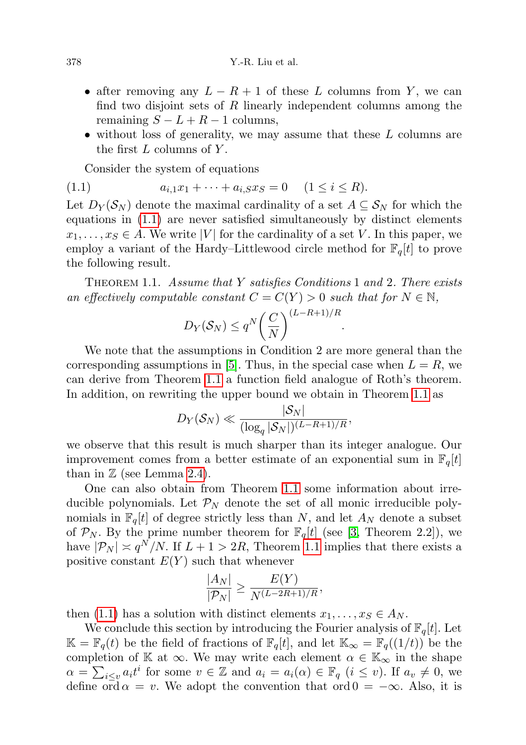- after removing any $L - R + 1$ of these $L$ columns from $Y$, we can find two disjoint sets of $R$ linearly independent columns among the remaining $S - L + R - 1$ columns,
- without loss of generality, we may assume that these $L$ columns are the first $L$ columns of $Y$.

Consider the system of equations

$$a_{i,1}x_1 + \cdots + a_{i,S}x_S = 0 \quad (1 \le i \le R). \tag{1.1}$$

Let $D_Y(\mathcal{S}_N)$ denote the maximal cardinality of a set $A \subseteq \mathcal{S}_N$ for which the equations in (1.1) are never satisfied simultaneously by distinct elements $x_1, \ldots, x_S \in A$. We write $|V|$ for the cardinality of a set $V$. In this paper, we employ a variant of the Hardy–Littlewood circle method for $\mathbb{F}_q[t]$ to prove the following result.

Theorem 1.1. *Assume that $Y$ satisfies Conditions 1 and 2. There exists an effectively computable constant $C = C(Y) > 0$ such that for $N \in \mathbb{N}$,*

$$D_Y(\mathcal{S}_N) \le q^N \left(\frac{C}{N}\right)^{(L-R+1)/R}.$$

We note that the assumptions in Condition 2 are more general than the corresponding assumptions in [5]. Thus, in the special case when $L = R$, we can derive from Theorem 1.1 a function field analogue of Roth's theorem. In addition, on rewriting the upper bound we obtain in Theorem 1.1 as

$$D_Y(\mathcal{S}_N) \ll \frac{|\mathcal{S}_N|}{(\log_q |\mathcal{S}_N|)^{(L-R+1)/R}},$$

we observe that this result is much sharper than its integer analogue. Our improvement comes from a better estimate of an exponential sum in $\mathbb{F}_q[t]$ than in $\mathbb{Z}$ (see Lemma 2.4).

One can also obtain from Theorem 1.1 some information about irreducible polynomials. Let $\mathcal{P}_N$ denote the set of all monic irreducible polynomials in $\mathbb{F}_q[t]$ of degree strictly less than $N$, and let $A_N$ denote a subset of $\mathcal{P}_N$. By the prime number theorem for $\mathbb{F}_q[t]$ (see [3, Theorem 2.2]), we have $|\mathcal{P}_N| \asymp q^N/N$. If $L + 1 > 2R$, Theorem 1.1 implies that there exists a positive constant $E(Y)$ such that whenever

$$\frac{|A_N|}{|\mathcal{P}_N|} \ge \frac{E(Y)}{N^{(L-2R+1)/R}},$$

then (1.1) has a solution with distinct elements $x_1, \ldots, x_S \in A_N$.

We conclude this section by introducing the Fourier analysis of $\mathbb{F}_q[t]$. Let $\mathbb{K} = \mathbb{F}_q(t)$ be the field of fractions of $\mathbb{F}_q[t]$, and let $\mathbb{K}_\infty = \mathbb{F}_q((1/t))$ be the completion of $\mathbb{K}$ at $\infty$. We may write each element $\alpha \in \mathbb{K}_\infty$ in the shape $\alpha = \sum_{i \le v} a_i t^i$ for some $v \in \mathbb{Z}$ and $a_i = a_i(\alpha) \in \mathbb{F}_q$ $(i \le v)$. If $a_v \ne 0$, we define $\operatorname{ord} \alpha = v$. We adopt the convention that $\operatorname{ord} 0 = -\infty$. Also, it is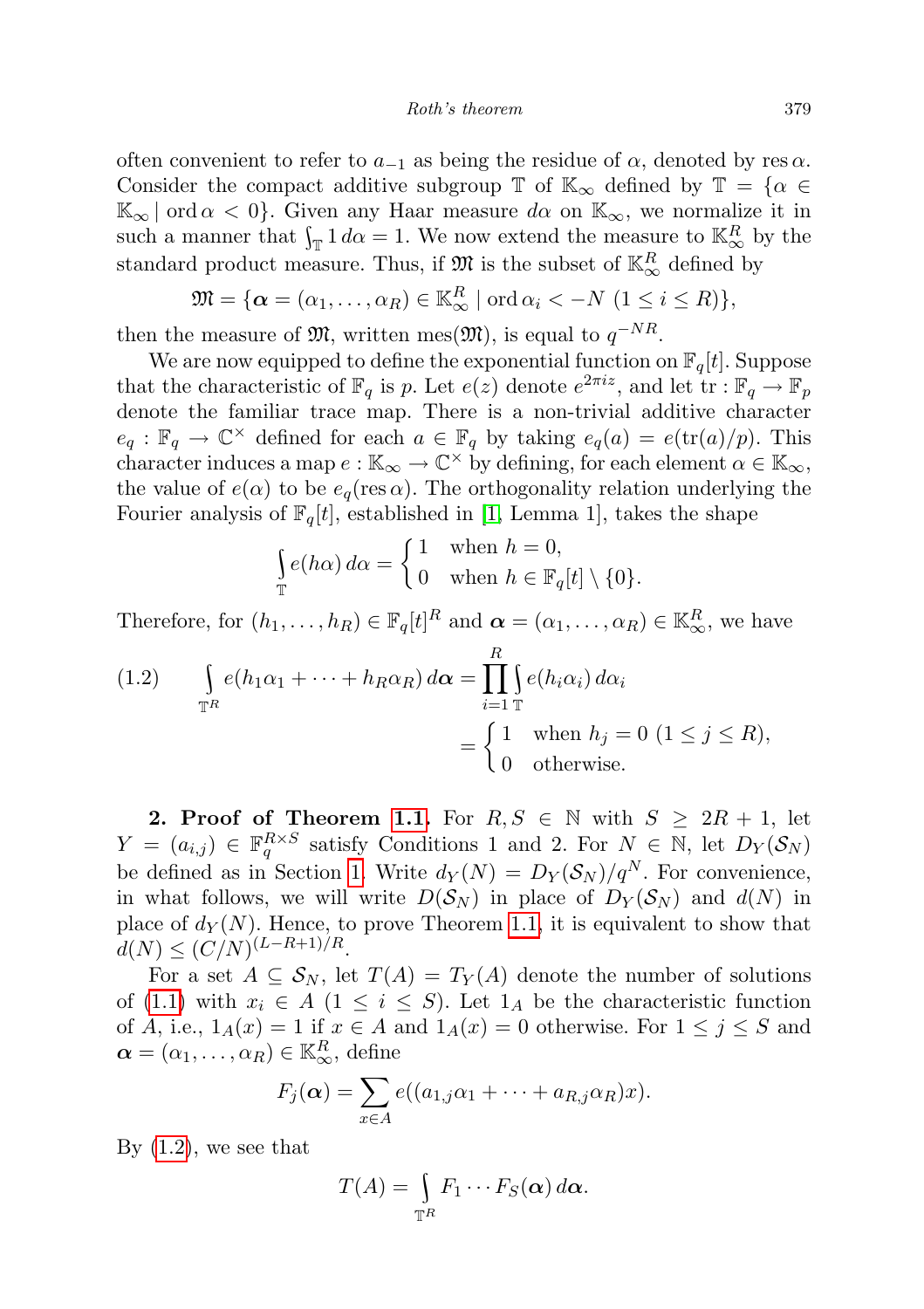often convenient to refer to $a_{-1}$ as being the residue of $\alpha$, denoted by $\operatorname{res}\alpha$. Consider the compact additive subgroup $\mathbb{T}$ of $\mathbb{K}_\infty$ defined by $\mathbb{T} = \{\alpha \in \mathbb{K}_\infty \mid \operatorname{ord}\alpha < 0\}$. Given any Haar measure $d\alpha$ on $\mathbb{K}_\infty$, we normalize it in such a manner that $\int_{\mathbb{T}} 1\, d\alpha = 1$. We now extend the measure to $\mathbb{K}_\infty^R$ by the standard product measure. Thus, if $\mathfrak{M}$ is the subset of $\mathbb{K}_\infty^R$ defined by

$$\mathfrak{M} = \{\boldsymbol{\alpha} = (\alpha_1, \dots, \alpha_R) \in \mathbb{K}_\infty^R \mid \operatorname{ord}\alpha_i < -N \ (1 \le i \le R)\},$$

then the measure of $\mathfrak{M}$, written $\operatorname{mes}(\mathfrak{M})$, is equal to $q^{-NR}$.

We are now equipped to define the exponential function on $\mathbb{F}_q[t]$. Suppose that the characteristic of $\mathbb{F}_q$ is $p$. Let $e(z)$ denote $e^{2\pi i z}$, and let $\operatorname{tr} : \mathbb{F}_q \to \mathbb{F}_p$ denote the familiar trace map. There is a non-trivial additive character $e_q : \mathbb{F}_q \to \mathbb{C}^\times$ defined for each $a \in \mathbb{F}_q$ by taking $e_q(a) = e(\operatorname{tr}(a)/p)$. This character induces a map $e : \mathbb{K}_\infty \to \mathbb{C}^\times$ by defining, for each element $\alpha \in \mathbb{K}_\infty$, the value of $e(\alpha)$ to be $e_q(\operatorname{res}\alpha)$. The orthogonality relation underlying the Fourier analysis of $\mathbb{F}_q[t]$, established in [1, Lemma 1], takes the shape

$$\int_{\mathbb{T}} e(h\alpha)\, d\alpha = \begin{cases} 1 & \text{when } h = 0, \\ 0 & \text{when } h \in \mathbb{F}_q[t] \setminus \{0\}. \end{cases}$$

Therefore, for $(h_1, \dots, h_R) \in \mathbb{F}_q[t]^R$ and $\boldsymbol{\alpha} = (\alpha_1, \dots, \alpha_R) \in \mathbb{K}_\infty^R$, we have

$$\begin{aligned} (1.2) \qquad \int_{\mathbb{T}^R} e(h_1\alpha_1 + \dots + h_R\alpha_R)\, d\boldsymbol{\alpha} &= \prod_{i=1}^{R} \int_{\mathbb{T}} e(h_i\alpha_i)\, d\alpha_i \\ &= \begin{cases} 1 & \text{when } h_j = 0 \ (1 \le j \le R), \\ 0 & \text{otherwise.} \end{cases} \end{aligned}$$

**2. Proof of Theorem 1.1.** For $R, S \in \mathbb{N}$ with $S \ge 2R + 1$, let $Y = (a_{i,j}) \in \mathbb{F}_q^{R \times S}$ satisfy Conditions 1 and 2. For $N \in \mathbb{N}$, let $D_Y(\mathcal{S}_N)$ be defined as in Section 1. Write $d_Y(N) = D_Y(\mathcal{S}_N)/q^N$. For convenience, in what follows, we will write $D(\mathcal{S}_N)$ in place of $D_Y(\mathcal{S}_N)$ and $d(N)$ in place of $d_Y(N)$. Hence, to prove Theorem 1.1, it is equivalent to show that $d(N) \le (C/N)^{(L-R+1)/R}$.

For a set $A \subseteq \mathcal{S}_N$, let $T(A) = T_Y(A)$ denote the number of solutions of (1.1) with $x_i \in A$ $(1 \le i \le S)$. Let $1_A$ be the characteristic function of $A$, i.e., $1_A(x) = 1$ if $x \in A$ and $1_A(x) = 0$ otherwise. For $1 \le j \le S$ and $\boldsymbol{\alpha} = (\alpha_1, \dots, \alpha_R) \in \mathbb{K}_\infty^R$, define

$$F_j(\boldsymbol{\alpha}) = \sum_{x \in A} e((a_{1,j}\alpha_1 + \dots + a_{R,j}\alpha_R)x).$$

By (1.2), we see that

$$T(A) = \int_{\mathbb{T}^R} F_1 \cdots F_S(\boldsymbol{\alpha})\, d\boldsymbol{\alpha}.$$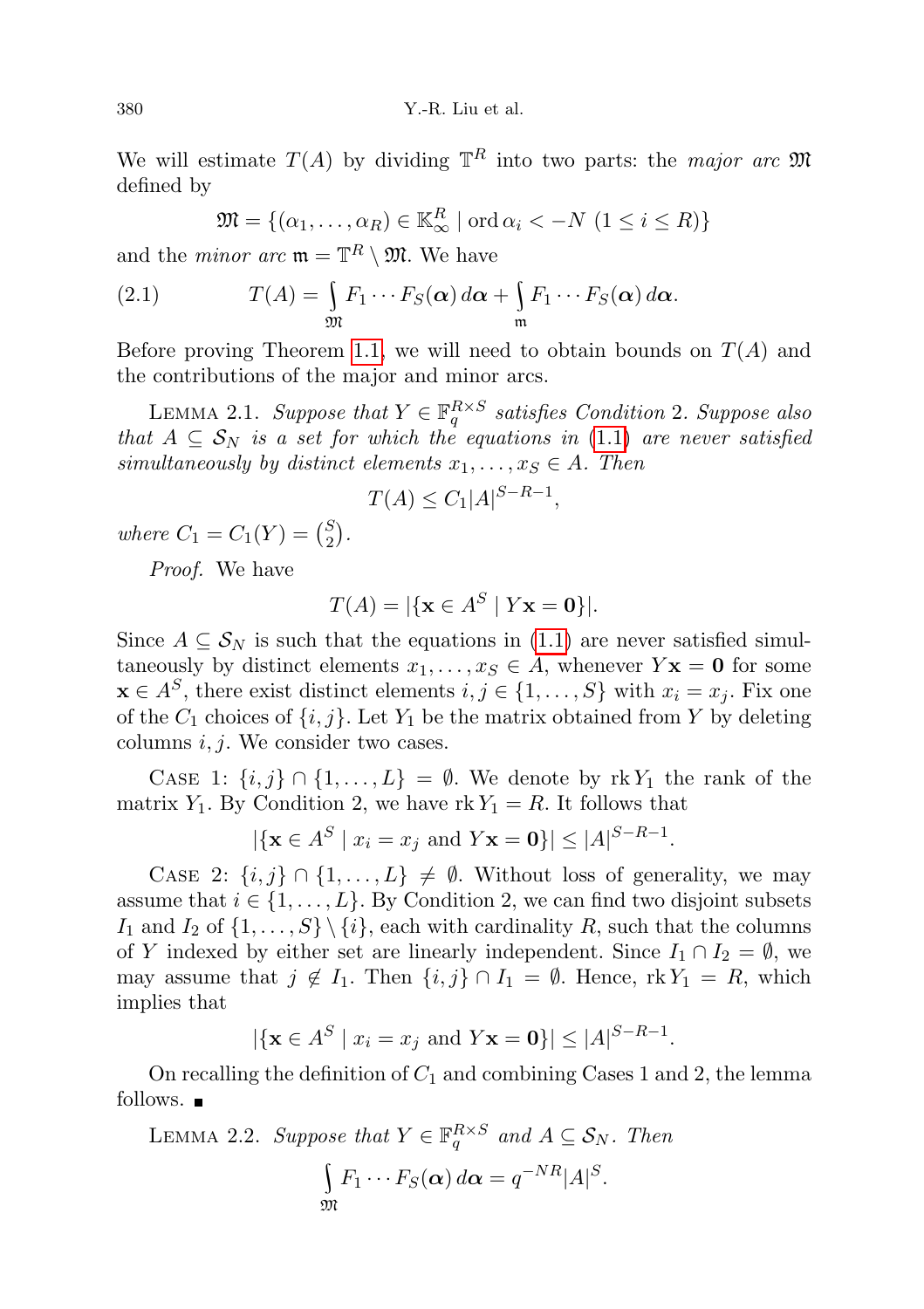We will estimate $T(A)$ by dividing $\mathbb{T}^R$ into two parts: the *major arc* $\mathfrak{M}$ defined by

$$\mathfrak{M} = \{(\alpha_1, \dots, \alpha_R) \in \mathbb{K}_\infty^R \mid \operatorname{ord} \alpha_i < -N \ (1 \le i \le R)\}$$

and the *minor arc* $\mathfrak{m} = \mathbb{T}^R \setminus \mathfrak{M}$. We have

$$T(A) = \int_{\mathfrak{M}} F_1 \cdots F_S(\boldsymbol{\alpha})\, d\boldsymbol{\alpha} + \int_{\mathfrak{m}} F_1 \cdots F_S(\boldsymbol{\alpha})\, d\boldsymbol{\alpha}. \tag{2.1}$$

Before proving Theorem 1.1, we will need to obtain bounds on $T(A)$ and the contributions of the major and minor arcs.

Lemma 2.1. *Suppose that $Y \in \mathbb{F}_q^{R\times S}$ satisfies Condition 2. Suppose also that $A \subseteq \mathcal{S}_N$ is a set for which the equations in (1.1) are never satisfied simultaneously by distinct elements $x_1, \dots, x_S \in A$. Then*

$$T(A) \le C_1 |A|^{S-R-1},$$

*where $C_1 = C_1(Y) = \binom{S}{2}$.*

*Proof.* We have

$$T(A) = |\{\mathbf{x} \in A^S \mid Y\mathbf{x} = \mathbf{0}\}|.$$

Since $A \subseteq \mathcal{S}_N$ is such that the equations in (1.1) are never satisfied simultaneously by distinct elements $x_1, \dots, x_S \in A$, whenever $Y\mathbf{x} = \mathbf{0}$ for some $\mathbf{x} \in A^S$, there exist distinct elements $i, j \in \{1, \dots, S\}$ with $x_i = x_j$. Fix one of the $C_1$ choices of $\{i, j\}$. Let $Y_1$ be the matrix obtained from $Y$ by deleting columns $i, j$. We consider two cases.

Case 1: $\{i, j\} \cap \{1, \dots, L\} = \emptyset$. We denote by $\operatorname{rk} Y_1$ the rank of the matrix $Y_1$. By Condition 2, we have $\operatorname{rk} Y_1 = R$. It follows that

$$|\{\mathbf{x} \in A^S \mid x_i = x_j \text{ and } Y\mathbf{x} = \mathbf{0}\}| \le |A|^{S-R-1}.$$

Case 2: $\{i, j\} \cap \{1, \dots, L\} \neq \emptyset$. Without loss of generality, we may assume that $i \in \{1, \dots, L\}$. By Condition 2, we can find two disjoint subsets $I_1$ and $I_2$ of $\{1, \dots, S\} \setminus \{i\}$, each with cardinality $R$, such that the columns of $Y$ indexed by either set are linearly independent. Since $I_1 \cap I_2 = \emptyset$, we may assume that $j \notin I_1$. Then $\{i, j\} \cap I_1 = \emptyset$. Hence, $\operatorname{rk} Y_1 = R$, which implies that

$$|\{\mathbf{x} \in A^S \mid x_i = x_j \text{ and } Y\mathbf{x} = \mathbf{0}\}| \le |A|^{S-R-1}.$$

On recalling the definition of $C_1$ and combining Cases 1 and 2, the lemma follows. ∎

Lemma 2.2. *Suppose that $Y \in \mathbb{F}_q^{R\times S}$ and $A \subseteq \mathcal{S}_N$. Then*

$$\int_{\mathfrak{M}} F_1 \cdots F_S(\boldsymbol{\alpha})\, d\boldsymbol{\alpha} = q^{-NR} |A|^S.$$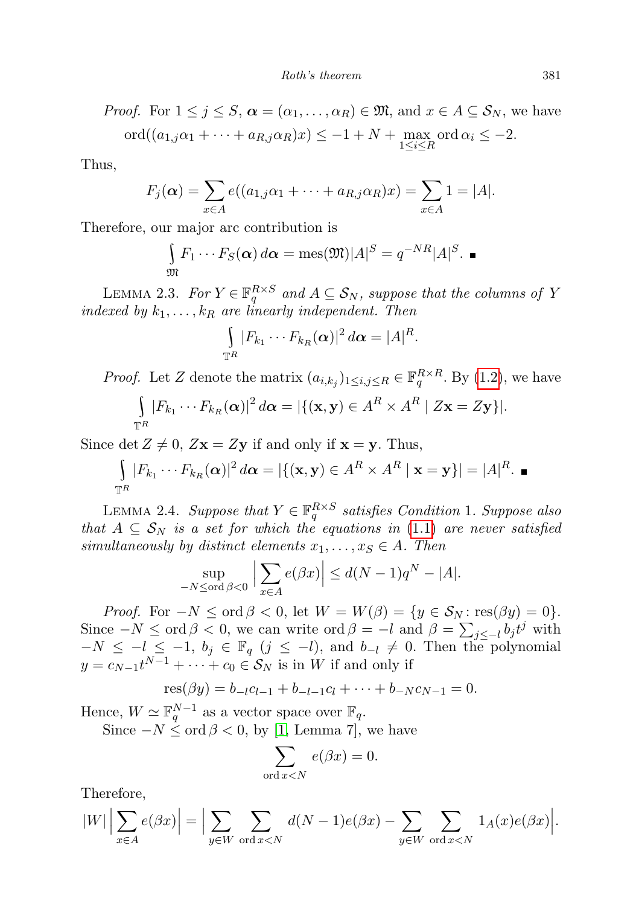*Proof.* For $1 \le j \le S$, $\boldsymbol{\alpha} = (\alpha_1, \ldots, \alpha_R) \in \mathfrak{M}$, and $x \in A \subseteq \mathcal{S}_N$, we have

$$\operatorname{ord}((a_{1,j}\alpha_1 + \cdots + a_{R,j}\alpha_R)x) \le -1 + N + \max_{1 \le i \le R} \operatorname{ord} \alpha_i \le -2.$$

Thus,

$$F_j(\boldsymbol{\alpha}) = \sum_{x \in A} e((a_{1,j}\alpha_1 + \cdots + a_{R,j}\alpha_R)x) = \sum_{x \in A} 1 = |A|.$$

Therefore, our major arc contribution is

$$\int_{\mathfrak{M}} F_1 \cdots F_S(\boldsymbol{\alpha})\, d\boldsymbol{\alpha} = \operatorname{mes}(\mathfrak{M})|A|^S = q^{-NR}|A|^S. \ \blacksquare$$

Lemma 2.3. *For $Y \in \mathbb{F}_q^{R \times S}$ and $A \subseteq \mathcal{S}_N$, suppose that the columns of $Y$ indexed by $k_1, \ldots, k_R$ are linearly independent. Then*

$$\int_{\mathbb{T}^R} |F_{k_1} \cdots F_{k_R}(\boldsymbol{\alpha})|^2\, d\boldsymbol{\alpha} = |A|^R.$$

*Proof.* Let $Z$ denote the matrix $(a_{i,k_j})_{1 \le i,j \le R} \in \mathbb{F}_q^{R \times R}$. By (1.2), we have

$$\int_{\mathbb{T}^R} |F_{k_1} \cdots F_{k_R}(\boldsymbol{\alpha})|^2\, d\boldsymbol{\alpha} = |\{(\mathbf{x}, \mathbf{y}) \in A^R \times A^R \mid Z\mathbf{x} = Z\mathbf{y}\}|.$$

Since $\det Z \neq 0$, $Z\mathbf{x} = Z\mathbf{y}$ if and only if $\mathbf{x} = \mathbf{y}$. Thus,

$$\int_{\mathbb{T}^R} |F_{k_1} \cdots F_{k_R}(\boldsymbol{\alpha})|^2\, d\boldsymbol{\alpha} = |\{(\mathbf{x}, \mathbf{y}) \in A^R \times A^R \mid \mathbf{x} = \mathbf{y}\}| = |A|^R. \ \blacksquare$$

Lemma 2.4. *Suppose that $Y \in \mathbb{F}_q^{R \times S}$ satisfies Condition 1. Suppose also that $A \subseteq \mathcal{S}_N$ is a set for which the equations in (1.1) are never satisfied simultaneously by distinct elements $x_1, \ldots, x_S \in A$. Then*

$$\sup_{-N \le \operatorname{ord} \beta < 0} \Big| \sum_{x \in A} e(\beta x) \Big| \le d(N-1)q^N - |A|.$$

*Proof.* For $-N \le \operatorname{ord} \beta < 0$, let $W = W(\beta) = \{y \in \mathcal{S}_N : \operatorname{res}(\beta y) = 0\}$. Since $-N \le \operatorname{ord} \beta < 0$, we can write $\operatorname{ord} \beta = -l$ and $\beta = \sum_{j \le -l} b_j t^j$ with $-N \le -l \le -1$, $b_j \in \mathbb{F}_q$ $(j \le -l)$, and $b_{-l} \neq 0$. Then the polynomial $y = c_{N-1}t^{N-1} + \cdots + c_0 \in \mathcal{S}_N$ is in $W$ if and only if

$$\operatorname{res}(\beta y) = b_{-l}c_{l-1} + b_{-l-1}c_l + \cdots + b_{-N}c_{N-1} = 0.$$

Hence, $W \simeq \mathbb{F}_q^{N-1}$ as a vector space over $\mathbb{F}_q$.

Since $-N \le \operatorname{ord} \beta < 0$, by [1, Lemma 7], we have

$$\sum_{\operatorname{ord} x < N} e(\beta x) = 0.$$

Therefore,

$$|W| \Big| \sum_{x \in A} e(\beta x) \Big| = \Big| \sum_{y \in W} \sum_{\operatorname{ord} x < N} d(N-1) e(\beta x) - \sum_{y \in W} \sum_{\operatorname{ord} x < N} 1_A(x) e(\beta x) \Big|.$$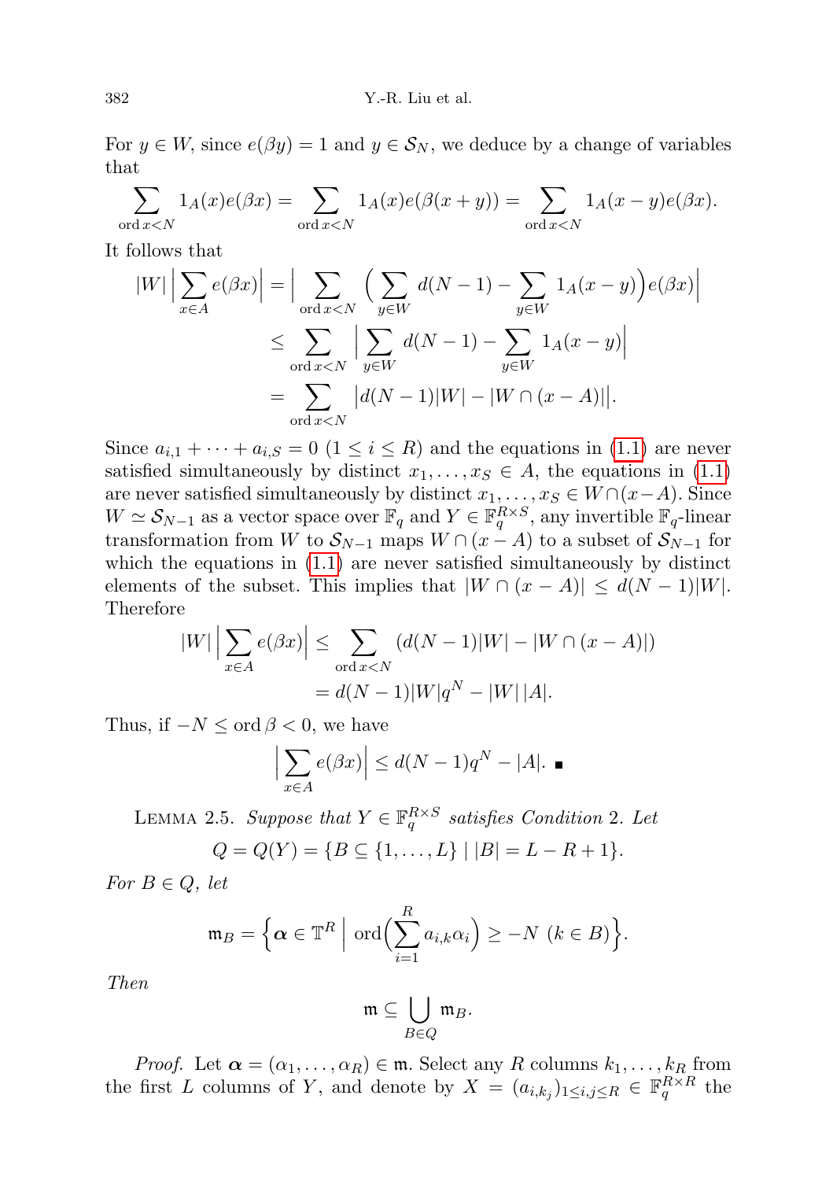For $y \in W$, since $e(\beta y) = 1$ and $y \in \mathcal{S}_N$, we deduce by a change of variables that

$$\sum_{\operatorname{ord} x < N} 1_A(x) e(\beta x) = \sum_{\operatorname{ord} x < N} 1_A(x) e(\beta(x+y)) = \sum_{\operatorname{ord} x < N} 1_A(x-y) e(\beta x).$$

It follows that

$$\begin{aligned}
|W| \Big| \sum_{x \in A} e(\beta x) \Big| &= \Big| \sum_{\operatorname{ord} x < N} \Big( \sum_{y \in W} d(N-1) - \sum_{y \in W} 1_A(x-y) \Big) e(\beta x) \Big| \\
&\le \sum_{\operatorname{ord} x < N} \Big| \sum_{y \in W} d(N-1) - \sum_{y \in W} 1_A(x-y) \Big| \\
&= \sum_{\operatorname{ord} x < N} \big| d(N-1)|W| - |W \cap (x - A)| \big|.
\end{aligned}$$

Since $a_{i,1} + \cdots + a_{i,S} = 0$ $(1 \le i \le R)$ and the equations in (1.1) are never satisfied simultaneously by distinct $x_1, \ldots, x_S \in A$, the equations in (1.1) are never satisfied simultaneously by distinct $x_1, \ldots, x_S \in W \cap (x-A)$. Since $W \simeq \mathcal{S}_{N-1}$ as a vector space over $\mathbb{F}_q$ and $Y \in \mathbb{F}_q^{R \times S}$, any invertible $\mathbb{F}_q$-linear transformation from $W$ to $\mathcal{S}_{N-1}$ maps $W \cap (x-A)$ to a subset of $\mathcal{S}_{N-1}$ for which the equations in (1.1) are never satisfied simultaneously by distinct elements of the subset. This implies that $|W \cap (x-A)| \le d(N-1)|W|$. Therefore

$$\begin{aligned}
|W| \Big| \sum_{x \in A} e(\beta x) \Big| &\le \sum_{\operatorname{ord} x < N} (d(N-1)|W| - |W \cap (x-A)|) \\
&= d(N-1)|W| q^N - |W|\,|A|.
\end{aligned}$$

Thus, if $-N \le \operatorname{ord} \beta < 0$, we have

$$\Big| \sum_{x \in A} e(\beta x) \Big| \le d(N-1) q^N - |A|. \quad \blacksquare$$

Lemma 2.5. *Suppose that $Y \in \mathbb{F}_q^{R \times S}$ satisfies Condition 2. Let*

$$Q = Q(Y) = \{B \subseteq \{1, \ldots, L\} \mid |B| = L - R + 1\}.$$

*For $B \in Q$, let*

$$\mathfrak{m}_B = \Big\{ \boldsymbol{\alpha} \in \mathbb{T}^R \;\Big|\; \operatorname{ord}\Big( \sum_{i=1}^{R} a_{i,k} \alpha_i \Big) \ge -N \ (k \in B) \Big\}.$$

*Then*

$$\mathfrak{m} \subseteq \bigcup_{B \in Q} \mathfrak{m}_B.$$

*Proof.* Let $\boldsymbol{\alpha} = (\alpha_1, \ldots, \alpha_R) \in \mathfrak{m}$. Select any $R$ columns $k_1, \ldots, k_R$ from the first $L$ columns of $Y$, and denote by $X = (a_{i,k_j})_{1 \le i,j \le R} \in \mathbb{F}_q^{R \times R}$ the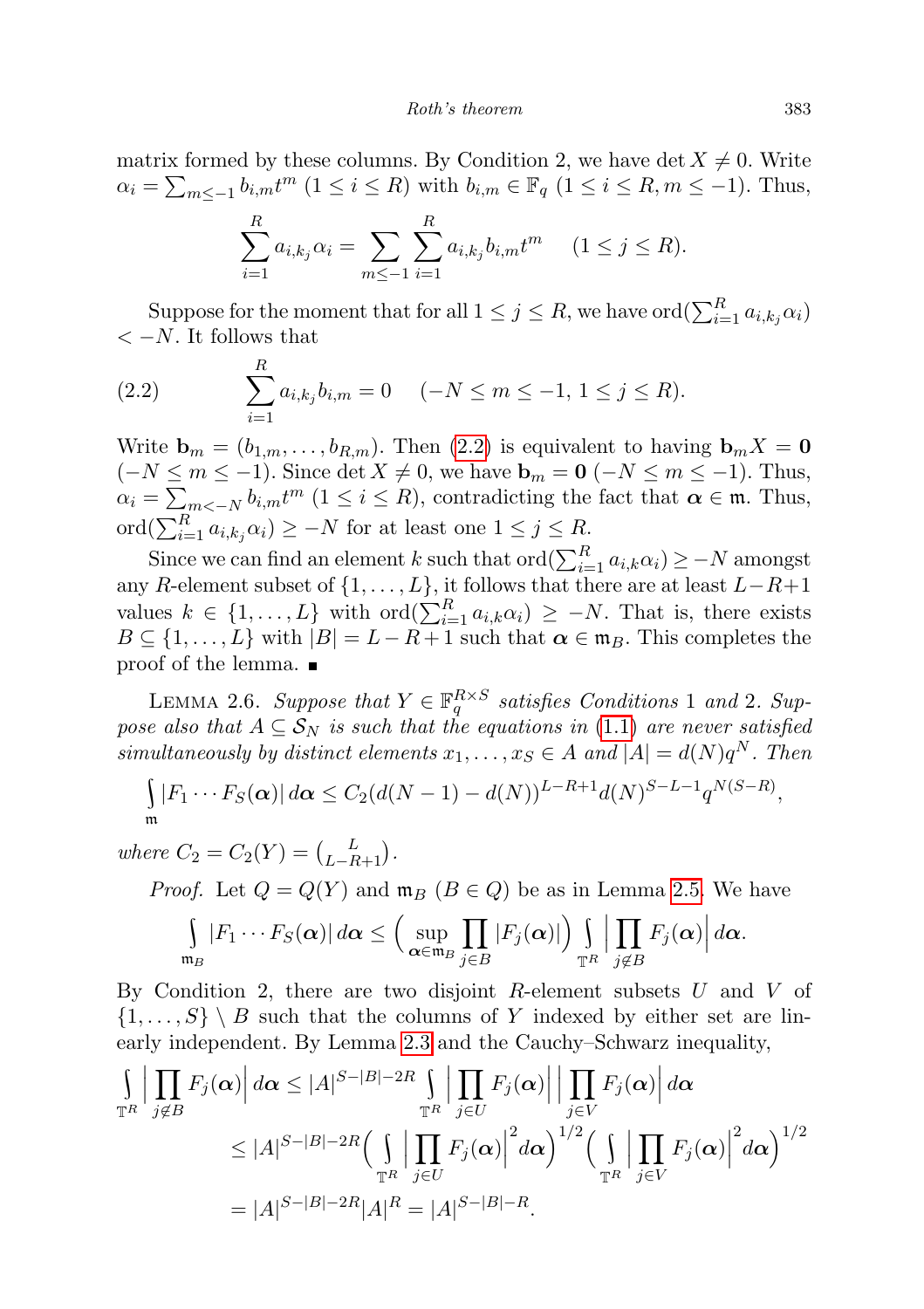matrix formed by these columns. By Condition 2, we have $\det X \neq 0$. Write $\alpha_i = \sum_{m \leq -1} b_{i,m} t^m$ $(1 \leq i \leq R)$ with $b_{i,m} \in \mathbb{F}_q$ $(1 \leq i \leq R, m \leq -1)$. Thus,

$$\sum_{i=1}^{R} a_{i,k_j} \alpha_i = \sum_{m \leq -1} \sum_{i=1}^{R} a_{i,k_j} b_{i,m} t^m \quad (1 \leq j \leq R).$$

Suppose for the moment that for all $1 \leq j \leq R$, we have $\operatorname{ord}(\sum_{i=1}^{R} a_{i,k_j} \alpha_i) < -N$. It follows that

$$\sum_{i=1}^{R} a_{i,k_j} b_{i,m} = 0 \quad (-N \leq m \leq -1,\ 1 \leq j \leq R). \tag{2.2}$$

Write $\mathbf{b}_m = (b_{1,m}, \dots, b_{R,m})$. Then (2.2) is equivalent to having $\mathbf{b}_m X = \mathbf{0}$ $(-N \leq m \leq -1)$. Since $\det X \neq 0$, we have $\mathbf{b}_m = \mathbf{0}$ $(-N \leq m \leq -1)$. Thus, $\alpha_i = \sum_{m < -N} b_{i,m} t^m$ $(1 \leq i \leq R)$, contradicting the fact that $\boldsymbol{\alpha} \in \mathfrak{m}$. Thus, $\operatorname{ord}(\sum_{i=1}^{R} a_{i,k_j} \alpha_i) \geq -N$ for at least one $1 \leq j \leq R$.

Since we can find an element $k$ such that $\operatorname{ord}(\sum_{i=1}^{R} a_{i,k} \alpha_i) \geq -N$ amongst any $R$-element subset of $\{1, \dots, L\}$, it follows that there are at least $L - R + 1$ values $k \in \{1, \dots, L\}$ with $\operatorname{ord}(\sum_{i=1}^{R} a_{i,k} \alpha_i) \geq -N$. That is, there exists $B \subseteq \{1, \dots, L\}$ with $|B| = L - R + 1$ such that $\boldsymbol{\alpha} \in \mathfrak{m}_B$. This completes the proof of the lemma. ∎

Lemma 2.6. *Suppose that $Y \in \mathbb{F}_q^{R \times S}$ satisfies Conditions 1 and 2. Suppose also that $A \subseteq \mathcal{S}_N$ is such that the equations in (1.1) are never satisfied simultaneously by distinct elements $x_1, \dots, x_S \in A$ and $|A| = d(N) q^N$. Then*

$$\int_{\mathfrak{m}} |F_1 \cdots F_S(\boldsymbol{\alpha})| \, d\boldsymbol{\alpha} \leq C_2 (d(N-1) - d(N))^{L-R+1} d(N)^{S-L-1} q^{N(S-R)},$$

*where $C_2 = C_2(Y) = \binom{L}{L-R+1}$.*

*Proof.* Let $Q = Q(Y)$ and $\mathfrak{m}_B$ $(B \in Q)$ be as in Lemma 2.5. We have

$$\int_{\mathfrak{m}_B} |F_1 \cdots F_S(\boldsymbol{\alpha})| \, d\boldsymbol{\alpha} \leq \Big( \sup_{\boldsymbol{\alpha} \in \mathfrak{m}_B} \prod_{j \in B} |F_j(\boldsymbol{\alpha})| \Big) \int_{\mathbb{T}^R} \Big| \prod_{j \notin B} F_j(\boldsymbol{\alpha}) \Big| \, d\boldsymbol{\alpha}.$$

By Condition 2, there are two disjoint $R$-element subsets $U$ and $V$ of $\{1, \dots, S\} \setminus B$ such that the columns of $Y$ indexed by either set are linearly independent. By Lemma 2.3 and the Cauchy–Schwarz inequality,

$$\begin{aligned}
\int_{\mathbb{T}^R} \Big| \prod_{j \notin B} F_j(\boldsymbol{\alpha}) \Big| \, d\boldsymbol{\alpha} &\leq |A|^{S-|B|-2R} \int_{\mathbb{T}^R} \Big| \prod_{j \in U} F_j(\boldsymbol{\alpha}) \Big| \Big| \prod_{j \in V} F_j(\boldsymbol{\alpha}) \Big| \, d\boldsymbol{\alpha} \\
&\leq |A|^{S-|B|-2R} \Big( \int_{\mathbb{T}^R} \Big| \prod_{j \in U} F_j(\boldsymbol{\alpha}) \Big|^2 d\boldsymbol{\alpha} \Big)^{1/2} \Big( \int_{\mathbb{T}^R} \Big| \prod_{j \in V} F_j(\boldsymbol{\alpha}) \Big|^2 d\boldsymbol{\alpha} \Big)^{1/2} \\
&= |A|^{S-|B|-2R} |A|^R = |A|^{S-|B|-R}.
\end{aligned}$$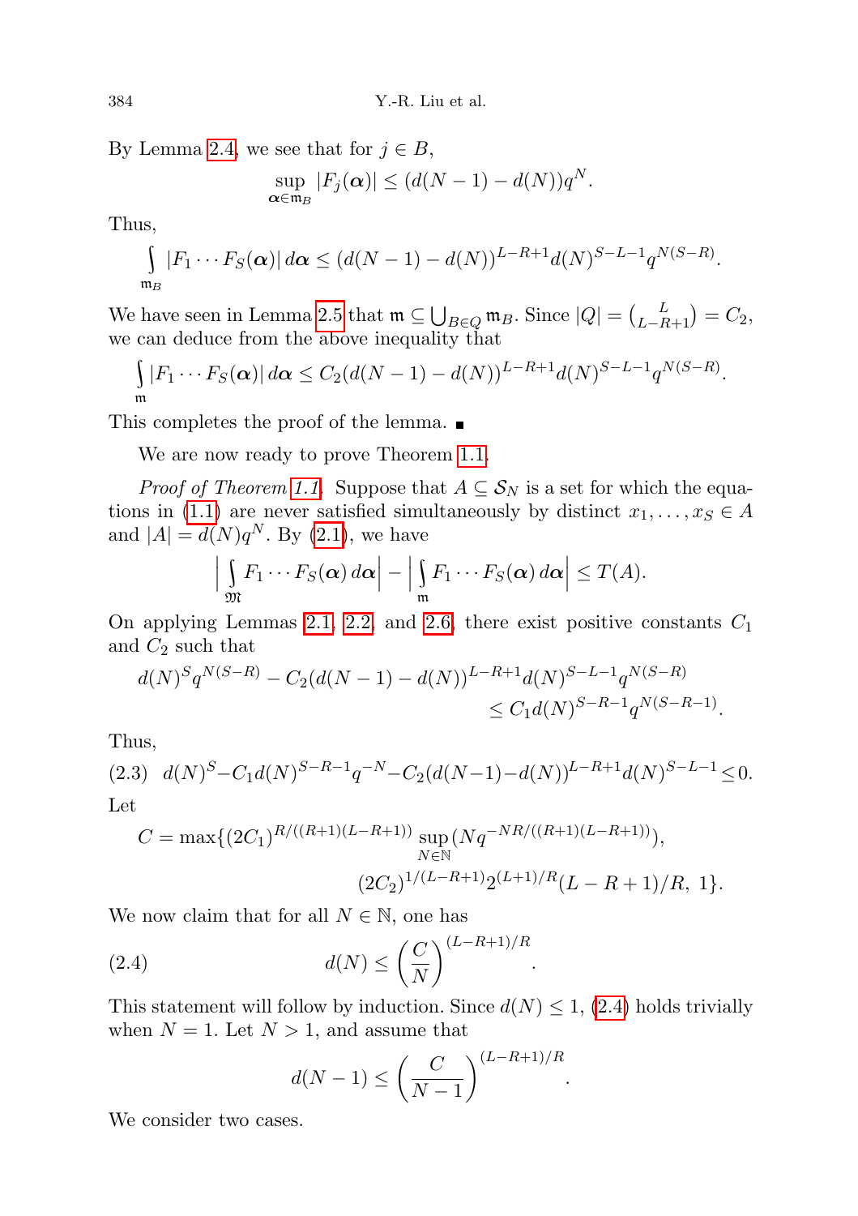By Lemma 2.4, we see that for $j \in B$,

$$\sup_{\boldsymbol{\alpha} \in \mathfrak{m}_B} |F_j(\boldsymbol{\alpha})| \le (d(N-1) - d(N))q^N.$$

Thus,

$$\int_{\mathfrak{m}_B} |F_1 \cdots F_S(\boldsymbol{\alpha})| \, d\boldsymbol{\alpha} \le (d(N-1) - d(N))^{L-R+1} d(N)^{S-L-1} q^{N(S-R)}.$$

We have seen in Lemma 2.5 that $\mathfrak{m} \subseteq \bigcup_{B \in Q} \mathfrak{m}_B$. Since $|Q| = \binom{L}{L-R+1} = C_2$, we can deduce from the above inequality that

$$\int_{\mathfrak{m}} |F_1 \cdots F_S(\boldsymbol{\alpha})| \, d\boldsymbol{\alpha} \le C_2 (d(N-1) - d(N))^{L-R+1} d(N)^{S-L-1} q^{N(S-R)}.$$

This completes the proof of the lemma. ∎

We are now ready to prove Theorem 1.1.

*Proof of Theorem 1.1.* Suppose that $A \subseteq \mathcal{S}_N$ is a set for which the equations in (1.1) are never satisfied simultaneously by distinct $x_1, \dots, x_S \in A$ and $|A| = d(N)q^N$. By (2.1), we have

$$\Big| \int_{\mathfrak{M}} F_1 \cdots F_S(\boldsymbol{\alpha}) \, d\boldsymbol{\alpha} \Big| - \Big| \int_{\mathfrak{m}} F_1 \cdots F_S(\boldsymbol{\alpha}) \, d\boldsymbol{\alpha} \Big| \le T(A).$$

On applying Lemmas 2.1, 2.2, and 2.6, there exist positive constants $C_1$ and $C_2$ such that

$$d(N)^S q^{N(S-R)} - C_2 (d(N-1) - d(N))^{L-R+1} d(N)^{S-L-1} q^{N(S-R)} \le C_1 d(N)^{S-R-1} q^{N(S-R-1)}.$$

Thus,

$$d(N)^S - C_1 d(N)^{S-R-1} q^{-N} - C_2 (d(N-1) - d(N))^{L-R+1} d(N)^{S-L-1} \le 0. \tag{2.3}$$

Let

$$C = \max\{(2C_1)^{R/((R+1)(L-R+1))} \sup_{N \in \mathbb{N}} (N q^{-NR/((R+1)(L-R+1))}), \; (2C_2)^{1/(L-R+1)} 2^{(L+1)/R} (L-R+1)/R, \; 1\}.$$

We now claim that for all $N \in \mathbb{N}$, one has

$$d(N) \le \left(\frac{C}{N}\right)^{(L-R+1)/R}. \tag{2.4}$$

This statement will follow by induction. Since $d(N) \le 1$, (2.4) holds trivially when $N = 1$. Let $N > 1$, and assume that

$$d(N-1) \le \left(\frac{C}{N-1}\right)^{(L-R+1)/R}.$$

We consider two cases.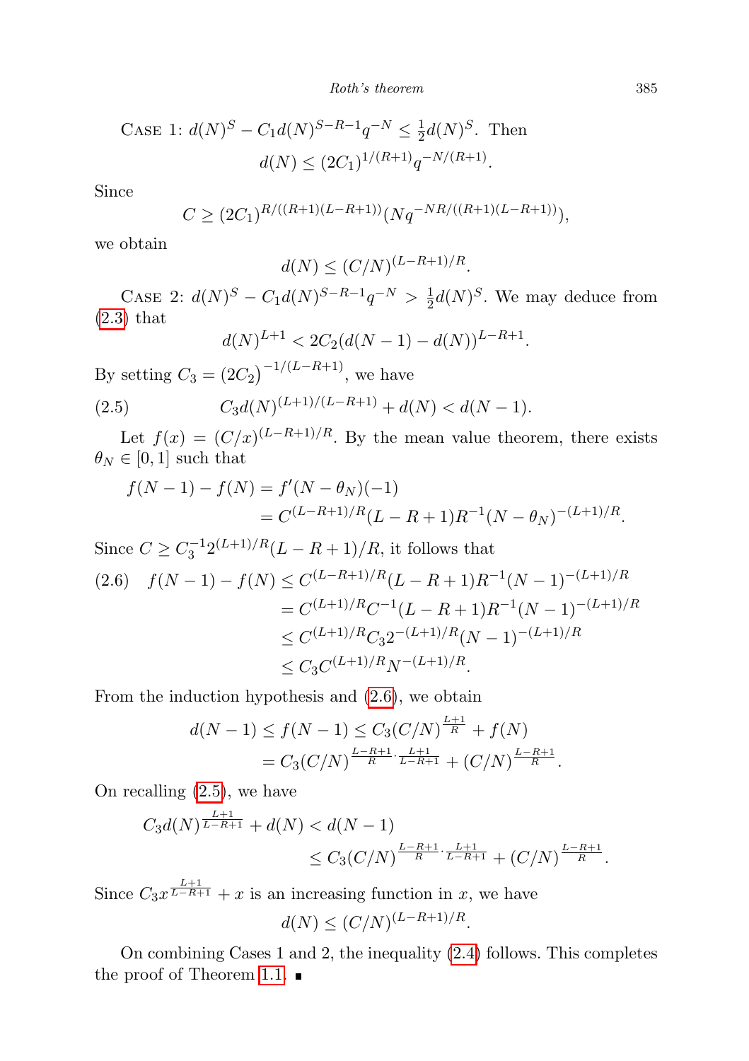Case 1: $d(N)^S - C_1 d(N)^{S-R-1} q^{-N} \le \frac{1}{2} d(N)^S$. Then

$$d(N) \le (2C_1)^{1/(R+1)} q^{-N/(R+1)}.$$

Since

$$C \ge (2C_1)^{R/((R+1)(L-R+1))} (N q^{-NR/((R+1)(L-R+1))}),$$

we obtain

$$d(N) \le (C/N)^{(L-R+1)/R}.$$

Case 2: $d(N)^S - C_1 d(N)^{S-R-1} q^{-N} > \frac{1}{2} d(N)^S$. We may deduce from (2.3) that

$$d(N)^{L+1} < 2C_2 (d(N-1) - d(N))^{L-R+1}.$$

By setting $C_3 = (2C_2)^{-1/(L-R+1)}$, we have

$$C_3 d(N)^{(L+1)/(L-R+1)} + d(N) < d(N-1). \tag{2.5}$$

Let $f(x) = (C/x)^{(L-R+1)/R}$. By the mean value theorem, there exists $\theta_N \in [0,1]$ such that

$$\begin{aligned} f(N-1) - f(N) &= f'(N-\theta_N)(-1) \\ &= C^{(L-R+1)/R}(L-R+1)R^{-1}(N-\theta_N)^{-(L+1)/R}. \end{aligned}$$

Since $C \ge C_3^{-1} 2^{(L+1)/R}(L-R+1)/R$, it follows that

$$\begin{aligned} f(N-1) - f(N) &\le C^{(L-R+1)/R}(L-R+1)R^{-1}(N-1)^{-(L+1)/R} \\ &= C^{(L+1)/R} C^{-1} (L-R+1)R^{-1}(N-1)^{-(L+1)/R} \\ &\le C^{(L+1)/R} C_3 2^{-(L+1)/R}(N-1)^{-(L+1)/R} \\ &\le C_3 C^{(L+1)/R} N^{-(L+1)/R}. \end{aligned} \tag{2.6}$$

From the induction hypothesis and (2.6), we obtain

$$\begin{aligned} d(N-1) \le f(N-1) &\le C_3 (C/N)^{\frac{L+1}{R}} + f(N) \\ &= C_3 (C/N)^{\frac{L-R+1}{R} \cdot \frac{L+1}{L-R+1}} + (C/N)^{\frac{L-R+1}{R}}. \end{aligned}$$

On recalling (2.5), we have

$$\begin{aligned} C_3 d(N)^{\frac{L+1}{L-R+1}} + d(N) &< d(N-1) \\ &\le C_3 (C/N)^{\frac{L-R+1}{R} \cdot \frac{L+1}{L-R+1}} + (C/N)^{\frac{L-R+1}{R}}. \end{aligned}$$

Since $C_3 x^{\frac{L+1}{L-R+1}} + x$ is an increasing function in $x$, we have

$$d(N) \le (C/N)^{(L-R+1)/R}.$$

On combining Cases 1 and 2, the inequality (2.4) follows. This completes the proof of Theorem 1.1. ∎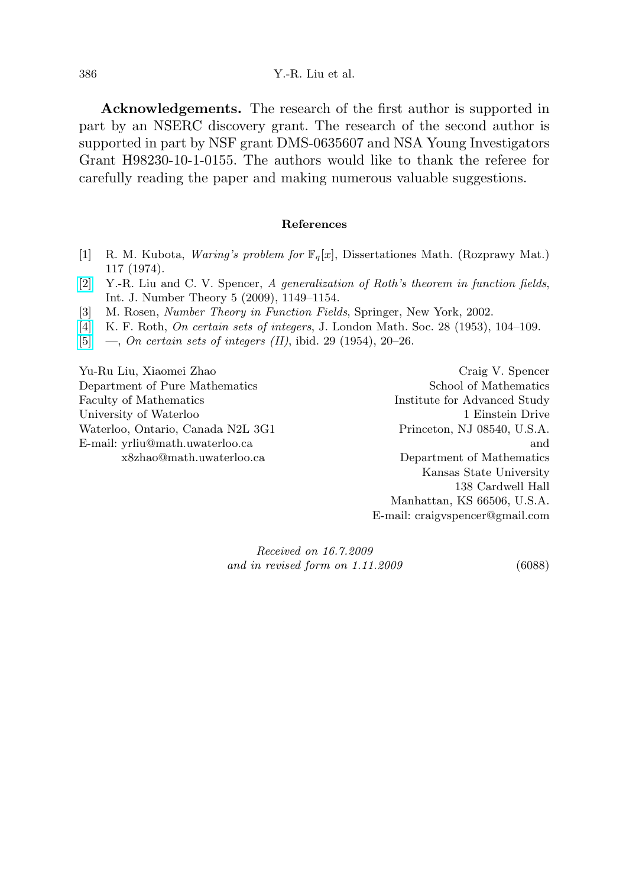**Acknowledgements.** The research of the first author is supported in part by an NSERC discovery grant. The research of the second author is supported in part by NSF grant DMS-0635607 and NSA Young Investigators Grant H98230-10-1-0155. The authors would like to thank the referee for carefully reading the paper and making numerous valuable suggestions.

## References

[1] R. M. Kubota, *Waring's problem for* $\mathbb{F}_q[x]$, Dissertationes Math. (Rozprawy Mat.) 117 (1974).

[2] Y.-R. Liu and C. V. Spencer, *A generalization of Roth's theorem in function fields*, Int. J. Number Theory 5 (2009), 1149–1154.

[3] M. Rosen, *Number Theory in Function Fields*, Springer, New York, 2002.

[4] K. F. Roth, *On certain sets of integers*, J. London Math. Soc. 28 (1953), 104–109.

[5] —, *On certain sets of integers (II)*, ibid. 29 (1954), 20–26.

Yu-Ru Liu, Xiaomei Zhao
Department of Pure Mathematics
Faculty of Mathematics
University of Waterloo
Waterloo, Ontario, Canada N2L 3G1
E-mail: yrliu@math.uwaterloo.ca
x8zhao@math.uwaterloo.ca

Craig V. Spencer
School of Mathematics
Institute for Advanced Study
1 Einstein Drive
Princeton, NJ 08540, U.S.A.
and
Department of Mathematics
Kansas State University
138 Cardwell Hall
Manhattan, KS 66506, U.S.A.
E-mail: craigvspencer@gmail.com

*Received on 16.7.2009*
*and in revised form on 1.11.2009* (6088)